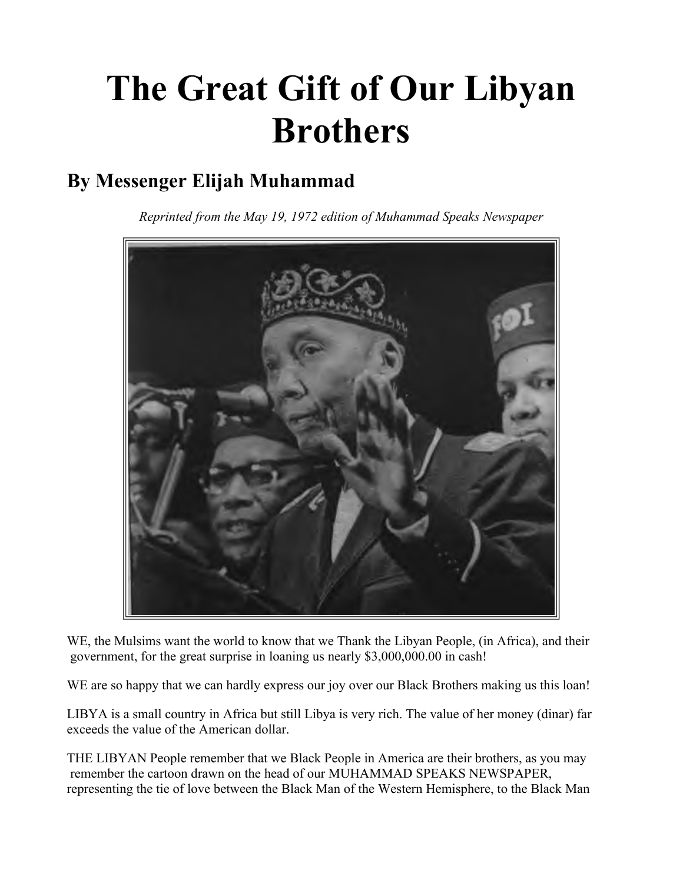# The Great Gift of Our Libyan Brothers

## By Messenger Elijah Muhammad

*Reprinted from the May 19, 1972 edition of Muhammad Speaks Newspaper*

WE, the Mulsims want the world to know that we Thank the Libyan People, (in Africa), and their government, for the great surprise in loaning us nearly $3,000,000.00 in cash!

WE are so happy that we can hardly express our joy over our Black Brothers making us this loan!

LIBYA is a small country in Africa but still Libya is very rich. The value of her money (dinar) far exceeds the value of the American dollar.

THE LIBYAN People remember that we Black People in America are their brothers, as you may remember the cartoon drawn on the head of our MUHAMMAD SPEAKS NEWSPAPER, representing the tie of love between the Black Man of the Western Hemisphere, to the Black Man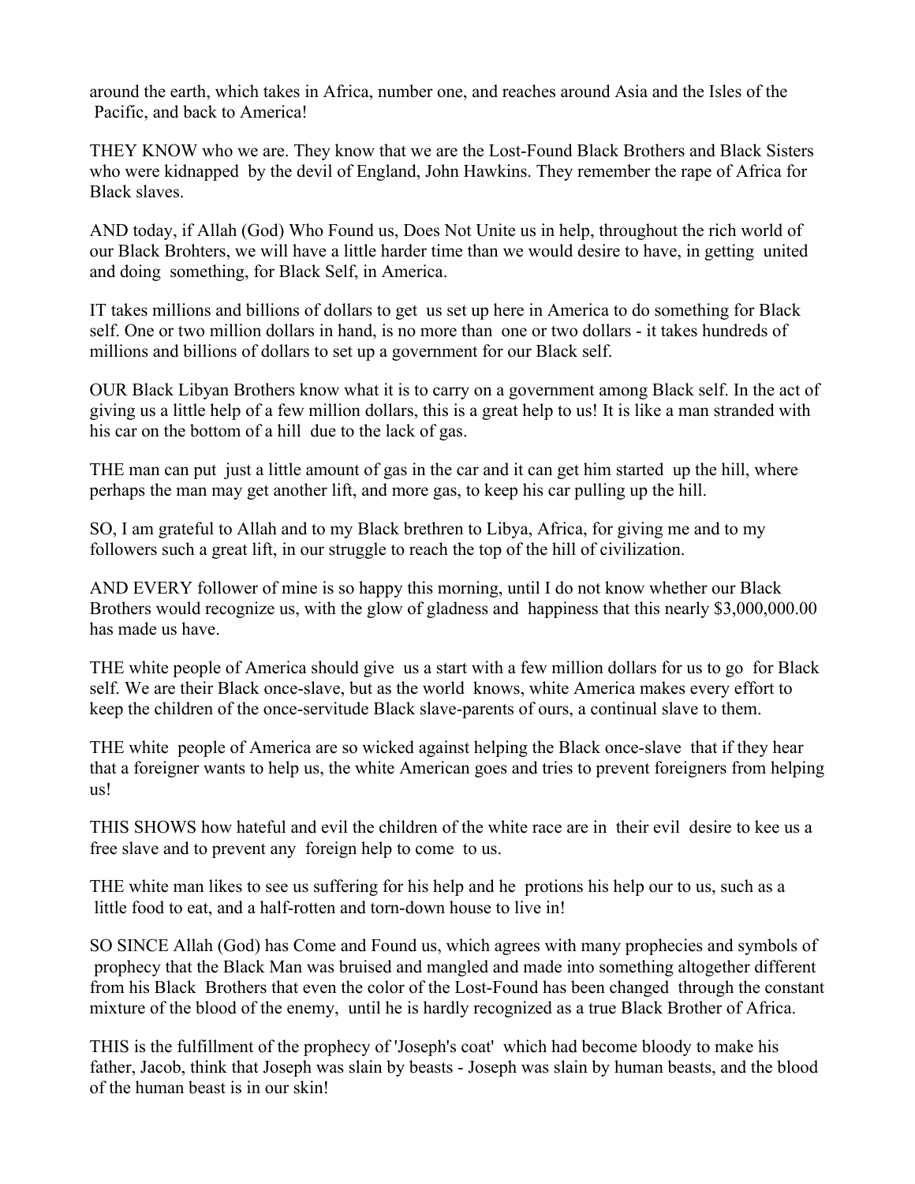around the earth, which takes in Africa, number one, and reaches around Asia and the Isles of the Pacific, and back to America!

THEY KNOW who we are. They know that we are the Lost-Found Black Brothers and Black Sisters who were kidnapped by the devil of England, John Hawkins. They remember the rape of Africa for Black slaves.

AND today, if Allah (God) Who Found us, Does Not Unite us in help, throughout the rich world of our Black Brohters, we will have a little harder time than we would desire to have, in getting united and doing something, for Black Self, in America.

IT takes millions and billions of dollars to get us set up here in America to do something for Black self. One or two million dollars in hand, is no more than one or two dollars - it takes hundreds of millions and billions of dollars to set up a government for our Black self.

OUR Black Libyan Brothers know what it is to carry on a government among Black self. In the act of giving us a little help of a few million dollars, this is a great help to us! It is like a man stranded with his car on the bottom of a hill due to the lack of gas.

THE man can put just a little amount of gas in the car and it can get him started up the hill, where perhaps the man may get another lift, and more gas, to keep his car pulling up the hill.

SO, I am grateful to Allah and to my Black brethren to Libya, Africa, for giving me and to my followers such a great lift, in our struggle to reach the top of the hill of civilization.

AND EVERY follower of mine is so happy this morning, until I do not know whether our Black Brothers would recognize us, with the glow of gladness and happiness that this nearly $3,000,000.00 has made us have.

THE white people of America should give us a start with a few million dollars for us to go for Black self. We are their Black once-slave, but as the world knows, white America makes every effort to keep the children of the once-servitude Black slave-parents of ours, a continual slave to them.

THE white people of America are so wicked against helping the Black once-slave that if they hear that a foreigner wants to help us, the white American goes and tries to prevent foreigners from helping us!

THIS SHOWS how hateful and evil the children of the white race are in their evil desire to kee us a free slave and to prevent any foreign help to come to us.

THE white man likes to see us suffering for his help and he protions his help our to us, such as a little food to eat, and a half-rotten and torn-down house to live in!

SO SINCE Allah (God) has Come and Found us, which agrees with many prophecies and symbols of prophecy that the Black Man was bruised and mangled and made into something altogether different from his Black Brothers that even the color of the Lost-Found has been changed through the constant mixture of the blood of the enemy, until he is hardly recognized as a true Black Brother of Africa.

THIS is the fulfillment of the prophecy of 'Joseph's coat' which had become bloody to make his father, Jacob, think that Joseph was slain by beasts - Joseph was slain by human beasts, and the blood of the human beast is in our skin!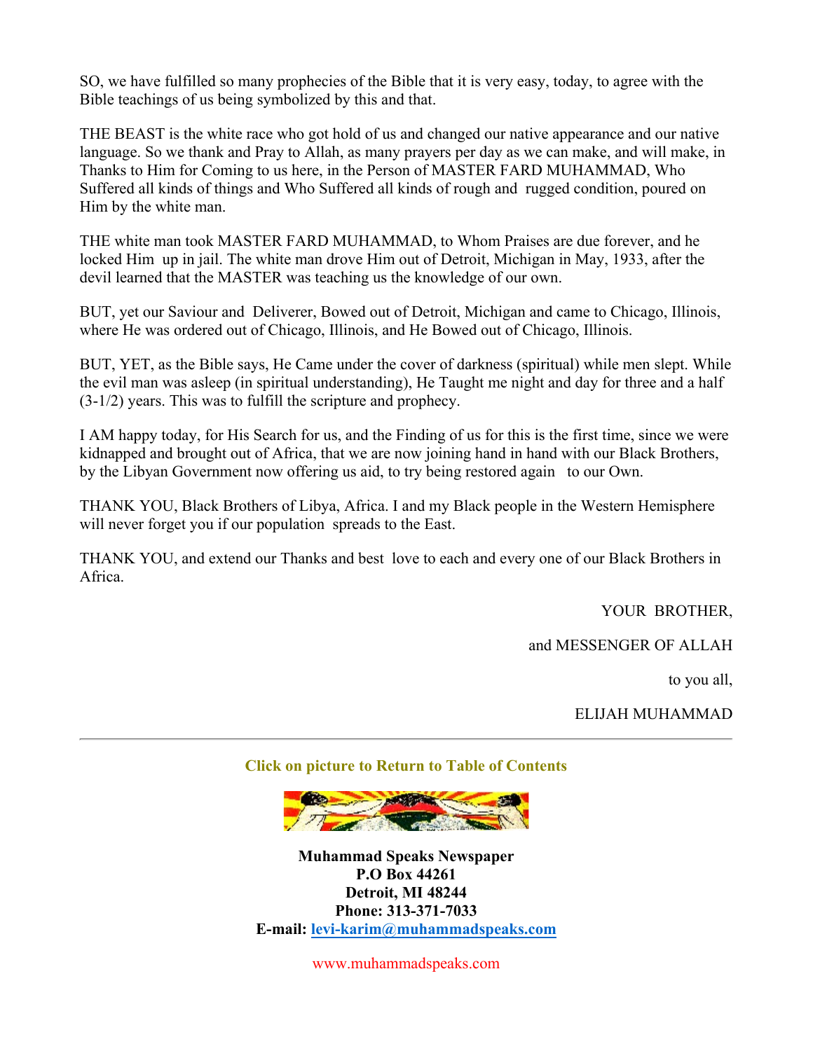SO, we have fulfilled so many prophecies of the Bible that it is very easy, today, to agree with the Bible teachings of us being symbolized by this and that.

THE BEAST is the white race who got hold of us and changed our native appearance and our native language. So we thank and Pray to Allah, as many prayers per day as we can make, and will make, in Thanks to Him for Coming to us here, in the Person of MASTER FARD MUHAMMAD, Who Suffered all kinds of things and Who Suffered all kinds of rough and rugged condition, poured on Him by the white man.

THE white man took MASTER FARD MUHAMMAD, to Whom Praises are due forever, and he locked Him up in jail. The white man drove Him out of Detroit, Michigan in May, 1933, after the devil learned that the MASTER was teaching us the knowledge of our own.

BUT, yet our Saviour and Deliverer, Bowed out of Detroit, Michigan and came to Chicago, Illinois, where He was ordered out of Chicago, Illinois, and He Bowed out of Chicago, Illinois.

BUT, YET, as the Bible says, He Came under the cover of darkness (spiritual) while men slept. While the evil man was asleep (in spiritual understanding), He Taught me night and day for three and a half (3-1/2) years. This was to fulfill the scripture and prophecy.

I AM happy today, for His Search for us, and the Finding of us for this is the first time, since we were kidnapped and brought out of Africa, that we are now joining hand in hand with our Black Brothers, by the Libyan Government now offering us aid, to try being restored again to our Own.

THANK YOU, Black Brothers of Libya, Africa. I and my Black people in the Western Hemisphere will never forget you if our population spreads to the East.

THANK YOU, and extend our Thanks and best love to each and every one of our Black Brothers in Africa.

YOUR BROTHER,

and MESSENGER OF ALLAH

to you all,

ELIJAH MUHAMMAD

---

**Click on picture to Return to Table of Contents**

**Muhammad Speaks Newspaper**
**P.O Box 44261**
**Detroit, MI 48244**
**Phone: 313-371-7033**
**E-mail: levi-karim@muhammadspeaks.com**

www.muhammadspeaks.com